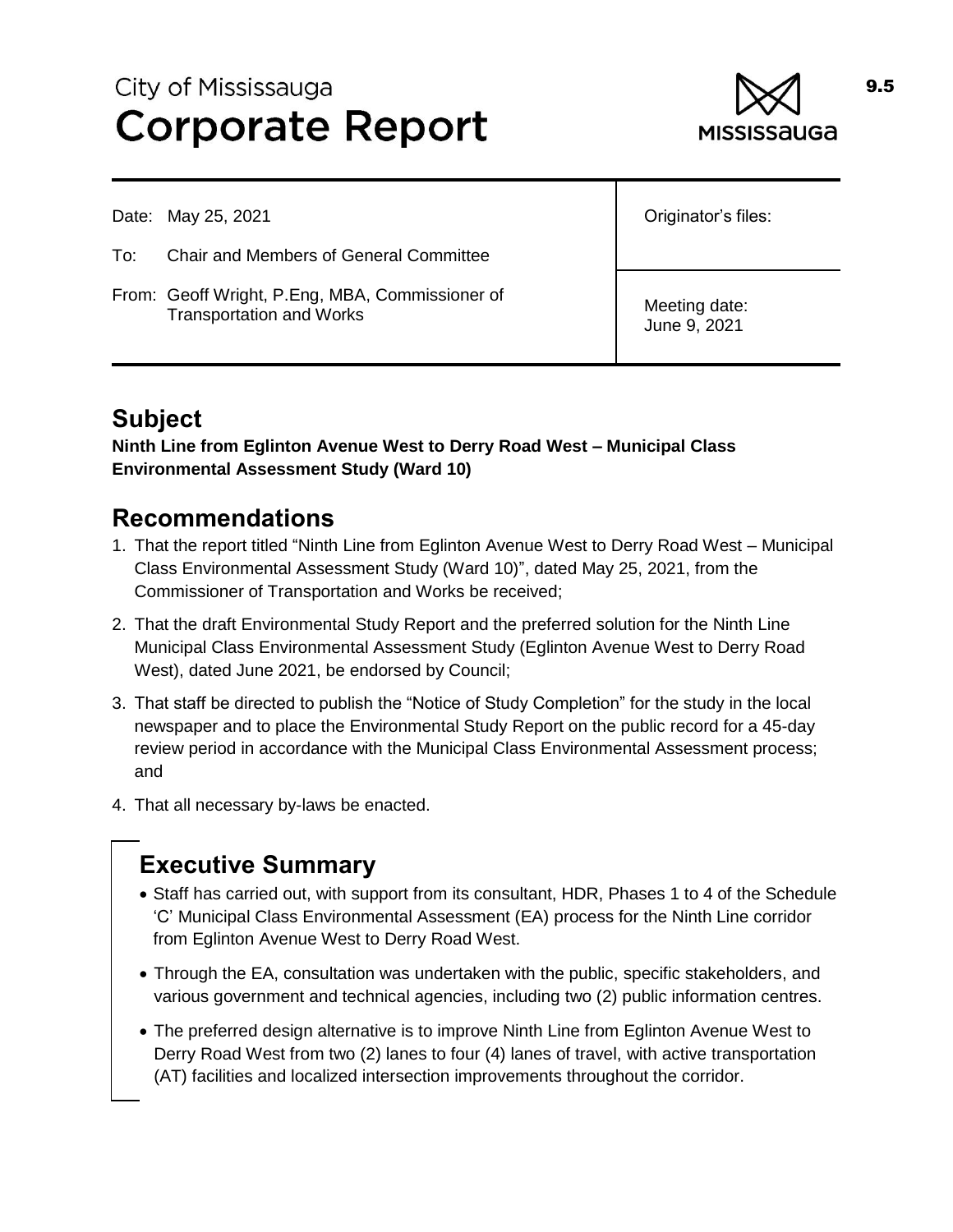City of Mississauga

# Corporate Report

| | |
|---|---|
| Date: May 25, 2021<br><br>To: Chair and Members of General Committee<br><br>From: Geoff Wright, P.Eng, MBA, Commissioner of Transportation and Works | Originator's files: |
| | Meeting date:<br>June 9, 2021 |

## Subject

**Ninth Line from Eglinton Avenue West to Derry Road West – Municipal Class Environmental Assessment Study (Ward 10)**

## Recommendations

1. That the report titled "Ninth Line from Eglinton Avenue West to Derry Road West – Municipal Class Environmental Assessment Study (Ward 10)", dated May 25, 2021, from the Commissioner of Transportation and Works be received;
2. That the draft Environmental Study Report and the preferred solution for the Ninth Line Municipal Class Environmental Assessment Study (Eglinton Avenue West to Derry Road West), dated June 2021, be endorsed by Council;
3. That staff be directed to publish the "Notice of Study Completion" for the study in the local newspaper and to place the Environmental Study Report on the public record for a 45-day review period in accordance with the Municipal Class Environmental Assessment process; and
4. That all necessary by-laws be enacted.

## Executive Summary

- Staff has carried out, with support from its consultant, HDR, Phases 1 to 4 of the Schedule 'C' Municipal Class Environmental Assessment (EA) process for the Ninth Line corridor from Eglinton Avenue West to Derry Road West.
- Through the EA, consultation was undertaken with the public, specific stakeholders, and various government and technical agencies, including two (2) public information centres.
- The preferred design alternative is to improve Ninth Line from Eglinton Avenue West to Derry Road West from two (2) lanes to four (4) lanes of travel, with active transportation (AT) facilities and localized intersection improvements throughout the corridor.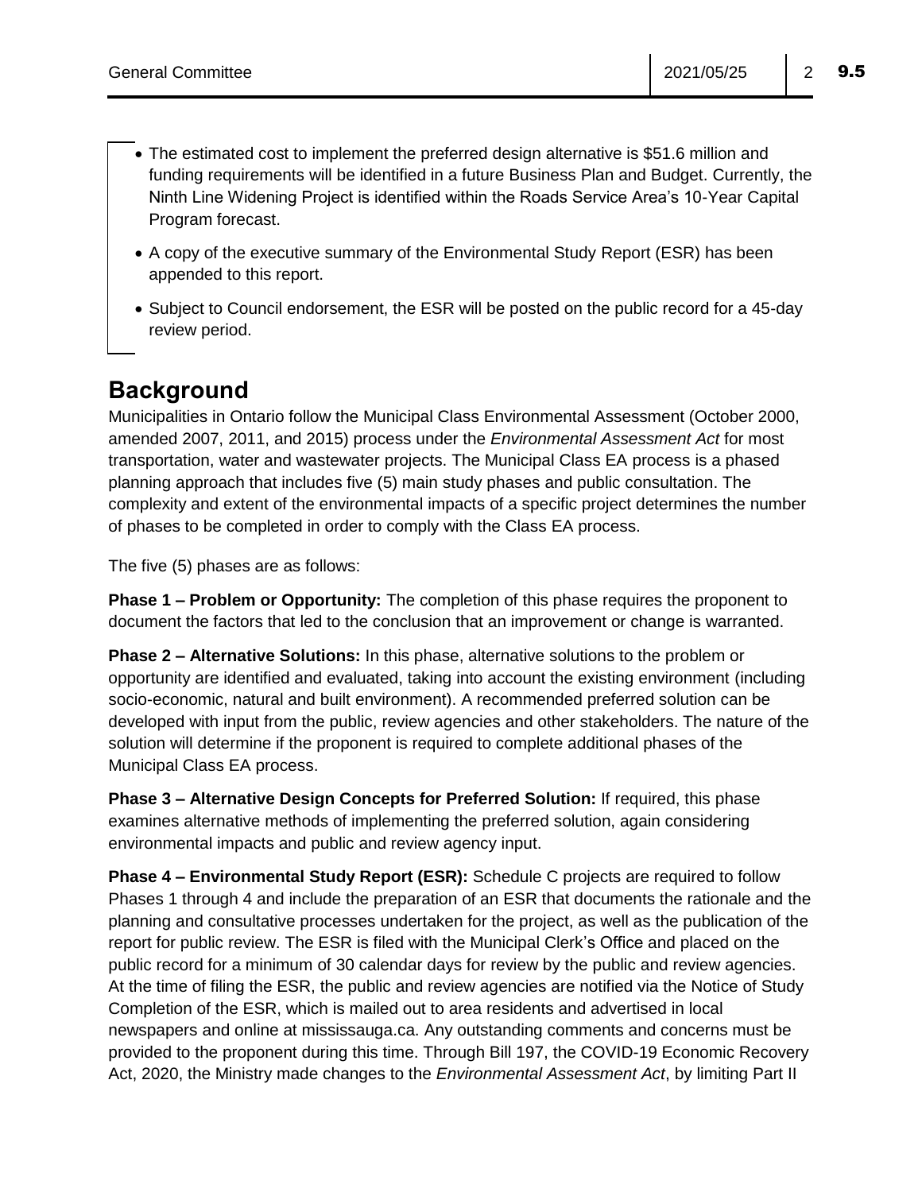- The estimated cost to implement the preferred design alternative is $51.6 million and funding requirements will be identified in a future Business Plan and Budget. Currently, the Ninth Line Widening Project is identified within the Roads Service Area's 10-Year Capital Program forecast.
- A copy of the executive summary of the Environmental Study Report (ESR) has been appended to this report.
- Subject to Council endorsement, the ESR will be posted on the public record for a 45-day review period.

## Background

Municipalities in Ontario follow the Municipal Class Environmental Assessment (October 2000, amended 2007, 2011, and 2015) process under the *Environmental Assessment Act* for most transportation, water and wastewater projects. The Municipal Class EA process is a phased planning approach that includes five (5) main study phases and public consultation. The complexity and extent of the environmental impacts of a specific project determines the number of phases to be completed in order to comply with the Class EA process.

The five (5) phases are as follows:

**Phase 1 – Problem or Opportunity:** The completion of this phase requires the proponent to document the factors that led to the conclusion that an improvement or change is warranted.

**Phase 2 – Alternative Solutions:** In this phase, alternative solutions to the problem or opportunity are identified and evaluated, taking into account the existing environment (including socio-economic, natural and built environment). A recommended preferred solution can be developed with input from the public, review agencies and other stakeholders. The nature of the solution will determine if the proponent is required to complete additional phases of the Municipal Class EA process.

**Phase 3 – Alternative Design Concepts for Preferred Solution:** If required, this phase examines alternative methods of implementing the preferred solution, again considering environmental impacts and public and review agency input.

**Phase 4 – Environmental Study Report (ESR):** Schedule C projects are required to follow Phases 1 through 4 and include the preparation of an ESR that documents the rationale and the planning and consultative processes undertaken for the project, as well as the publication of the report for public review. The ESR is filed with the Municipal Clerk's Office and placed on the public record for a minimum of 30 calendar days for review by the public and review agencies. At the time of filing the ESR, the public and review agencies are notified via the Notice of Study Completion of the ESR, which is mailed out to area residents and advertised in local newspapers and online at mississauga.ca. Any outstanding comments and concerns must be provided to the proponent during this time. Through Bill 197, the COVID-19 Economic Recovery Act, 2020, the Ministry made changes to the *Environmental Assessment Act*, by limiting Part II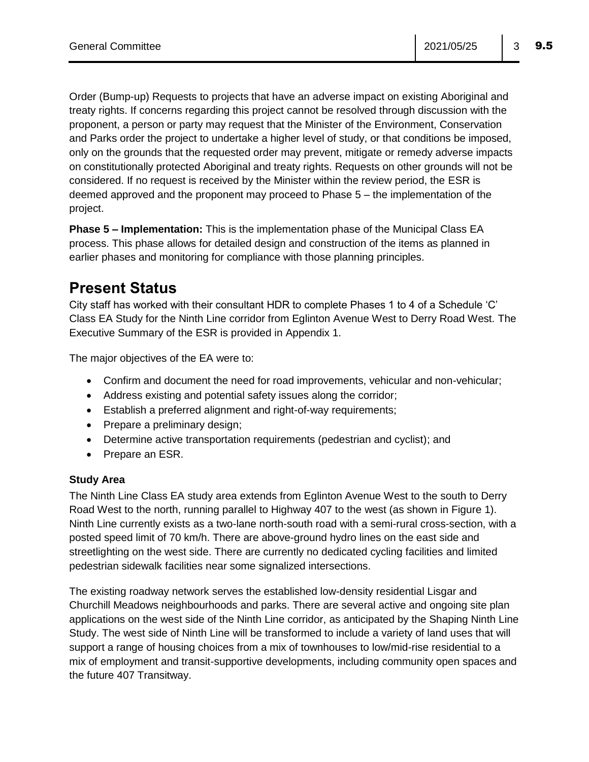Order (Bump-up) Requests to projects that have an adverse impact on existing Aboriginal and treaty rights. If concerns regarding this project cannot be resolved through discussion with the proponent, a person or party may request that the Minister of the Environment, Conservation and Parks order the project to undertake a higher level of study, or that conditions be imposed, only on the grounds that the requested order may prevent, mitigate or remedy adverse impacts on constitutionally protected Aboriginal and treaty rights. Requests on other grounds will not be considered. If no request is received by the Minister within the review period, the ESR is deemed approved and the proponent may proceed to Phase 5 – the implementation of the project.

**Phase 5 – Implementation:** This is the implementation phase of the Municipal Class EA process. This phase allows for detailed design and construction of the items as planned in earlier phases and monitoring for compliance with those planning principles.

# Present Status

City staff has worked with their consultant HDR to complete Phases 1 to 4 of a Schedule 'C' Class EA Study for the Ninth Line corridor from Eglinton Avenue West to Derry Road West. The Executive Summary of the ESR is provided in Appendix 1.

The major objectives of the EA were to:

- Confirm and document the need for road improvements, vehicular and non-vehicular;
- Address existing and potential safety issues along the corridor;
- Establish a preferred alignment and right-of-way requirements;
- Prepare a preliminary design;
- Determine active transportation requirements (pedestrian and cyclist); and
- Prepare an ESR.

### Study Area

The Ninth Line Class EA study area extends from Eglinton Avenue West to the south to Derry Road West to the north, running parallel to Highway 407 to the west (as shown in Figure 1). Ninth Line currently exists as a two-lane north-south road with a semi-rural cross-section, with a posted speed limit of 70 km/h. There are above-ground hydro lines on the east side and streetlighting on the west side. There are currently no dedicated cycling facilities and limited pedestrian sidewalk facilities near some signalized intersections.

The existing roadway network serves the established low-density residential Lisgar and Churchill Meadows neighbourhoods and parks. There are several active and ongoing site plan applications on the west side of the Ninth Line corridor, as anticipated by the Shaping Ninth Line Study. The west side of Ninth Line will be transformed to include a variety of land uses that will support a range of housing choices from a mix of townhouses to low/mid-rise residential to a mix of employment and transit-supportive developments, including community open spaces and the future 407 Transitway.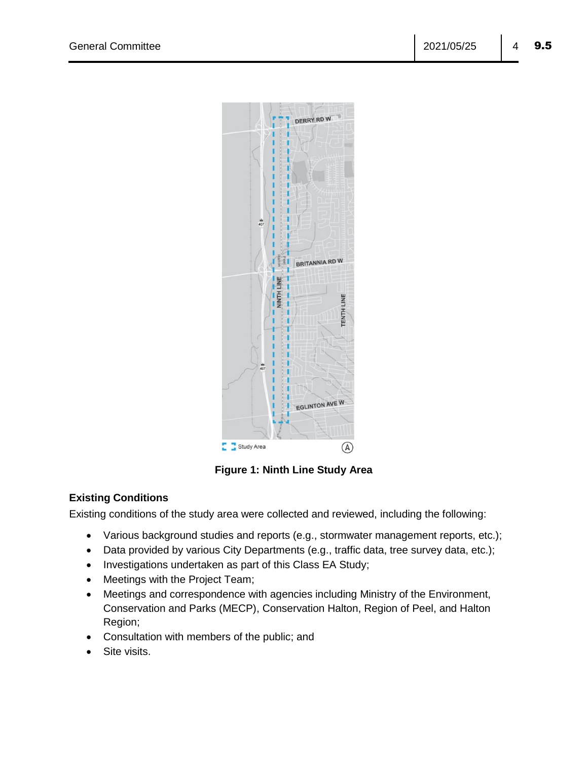DERRY RD W

BRITANNIA RD W

NINTH LINE

TENTH LINE

EGLINTON AVE W

407

Study Area

**Figure 1: Ninth Line Study Area**

### Existing Conditions

Existing conditions of the study area were collected and reviewed, including the following:

- Various background studies and reports (e.g., stormwater management reports, etc.);
- Data provided by various City Departments (e.g., traffic data, tree survey data, etc.);
- Investigations undertaken as part of this Class EA Study;
- Meetings with the Project Team;
- Meetings and correspondence with agencies including Ministry of the Environment, Conservation and Parks (MECP), Conservation Halton, Region of Peel, and Halton Region;
- Consultation with members of the public; and
- Site visits.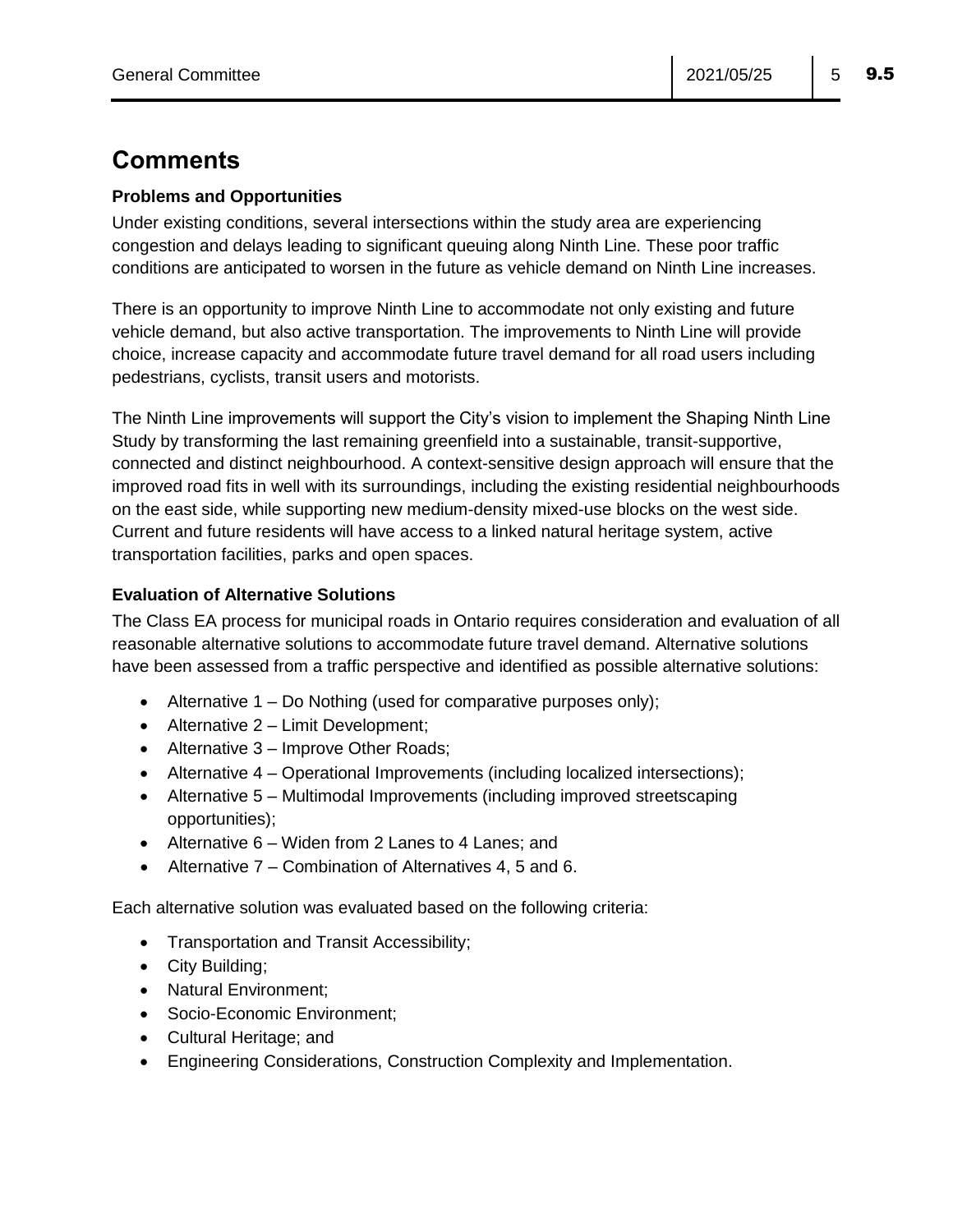# Comments

**Problems and Opportunities**

Under existing conditions, several intersections within the study area are experiencing congestion and delays leading to significant queuing along Ninth Line. These poor traffic conditions are anticipated to worsen in the future as vehicle demand on Ninth Line increases.

There is an opportunity to improve Ninth Line to accommodate not only existing and future vehicle demand, but also active transportation. The improvements to Ninth Line will provide choice, increase capacity and accommodate future travel demand for all road users including pedestrians, cyclists, transit users and motorists.

The Ninth Line improvements will support the City's vision to implement the Shaping Ninth Line Study by transforming the last remaining greenfield into a sustainable, transit-supportive, connected and distinct neighbourhood. A context-sensitive design approach will ensure that the improved road fits in well with its surroundings, including the existing residential neighbourhoods on the east side, while supporting new medium-density mixed-use blocks on the west side. Current and future residents will have access to a linked natural heritage system, active transportation facilities, parks and open spaces.

**Evaluation of Alternative Solutions**

The Class EA process for municipal roads in Ontario requires consideration and evaluation of all reasonable alternative solutions to accommodate future travel demand. Alternative solutions have been assessed from a traffic perspective and identified as possible alternative solutions:

- Alternative 1 – Do Nothing (used for comparative purposes only);
- Alternative 2 – Limit Development;
- Alternative 3 – Improve Other Roads;
- Alternative 4 – Operational Improvements (including localized intersections);
- Alternative 5 – Multimodal Improvements (including improved streetscaping opportunities);
- Alternative 6 – Widen from 2 Lanes to 4 Lanes; and
- Alternative 7 – Combination of Alternatives 4, 5 and 6.

Each alternative solution was evaluated based on the following criteria:

- Transportation and Transit Accessibility;
- City Building;
- Natural Environment;
- Socio-Economic Environment;
- Cultural Heritage; and
- Engineering Considerations, Construction Complexity and Implementation.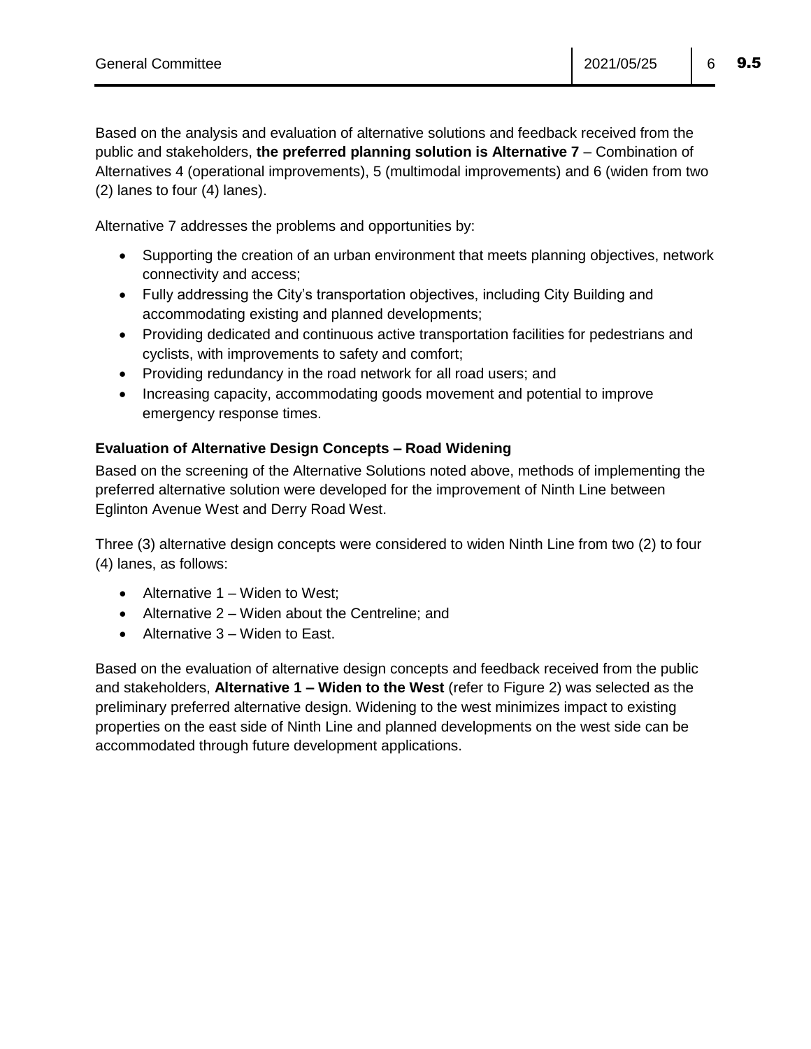Based on the analysis and evaluation of alternative solutions and feedback received from the public and stakeholders, **the preferred planning solution is Alternative 7** – Combination of Alternatives 4 (operational improvements), 5 (multimodal improvements) and 6 (widen from two (2) lanes to four (4) lanes).

Alternative 7 addresses the problems and opportunities by:

- Supporting the creation of an urban environment that meets planning objectives, network connectivity and access;
- Fully addressing the City's transportation objectives, including City Building and accommodating existing and planned developments;
- Providing dedicated and continuous active transportation facilities for pedestrians and cyclists, with improvements to safety and comfort;
- Providing redundancy in the road network for all road users; and
- Increasing capacity, accommodating goods movement and potential to improve emergency response times.

**Evaluation of Alternative Design Concepts – Road Widening**

Based on the screening of the Alternative Solutions noted above, methods of implementing the preferred alternative solution were developed for the improvement of Ninth Line between Eglinton Avenue West and Derry Road West.

Three (3) alternative design concepts were considered to widen Ninth Line from two (2) to four (4) lanes, as follows:

- Alternative 1 – Widen to West;
- Alternative 2 – Widen about the Centreline; and
- Alternative 3 – Widen to East.

Based on the evaluation of alternative design concepts and feedback received from the public and stakeholders, **Alternative 1 – Widen to the West** (refer to Figure 2) was selected as the preliminary preferred alternative design. Widening to the west minimizes impact to existing properties on the east side of Ninth Line and planned developments on the west side can be accommodated through future development applications.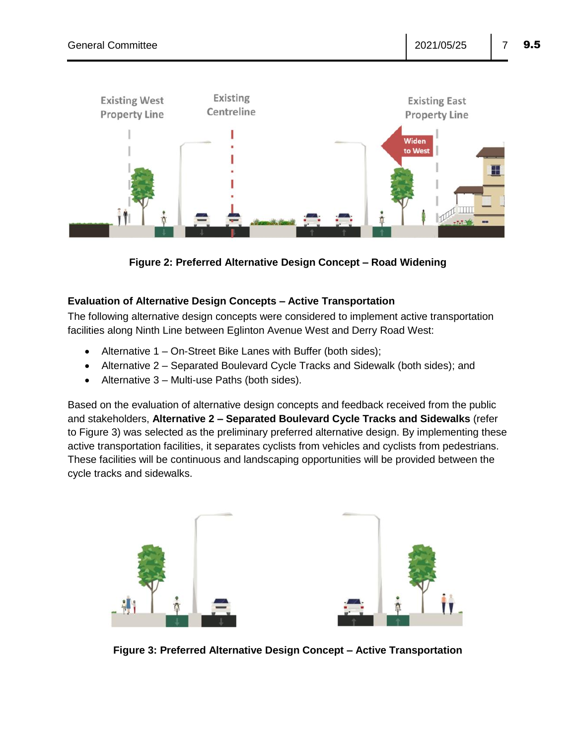Existing West Property Line

Existing Centreline

Existing East Property Line

Widen to West

**Figure 2: Preferred Alternative Design Concept – Road Widening**

**Evaluation of Alternative Design Concepts – Active Transportation**

The following alternative design concepts were considered to implement active transportation facilities along Ninth Line between Eglinton Avenue West and Derry Road West:

- Alternative 1 – On-Street Bike Lanes with Buffer (both sides);
- Alternative 2 – Separated Boulevard Cycle Tracks and Sidewalk (both sides); and
- Alternative 3 – Multi-use Paths (both sides).

Based on the evaluation of alternative design concepts and feedback received from the public and stakeholders, **Alternative 2 – Separated Boulevard Cycle Tracks and Sidewalks** (refer to Figure 3) was selected as the preliminary preferred alternative design. By implementing these active transportation facilities, it separates cyclists from vehicles and cyclists from pedestrians. These facilities will be continuous and landscaping opportunities will be provided between the cycle tracks and sidewalks.

**Figure 3: Preferred Alternative Design Concept – Active Transportation**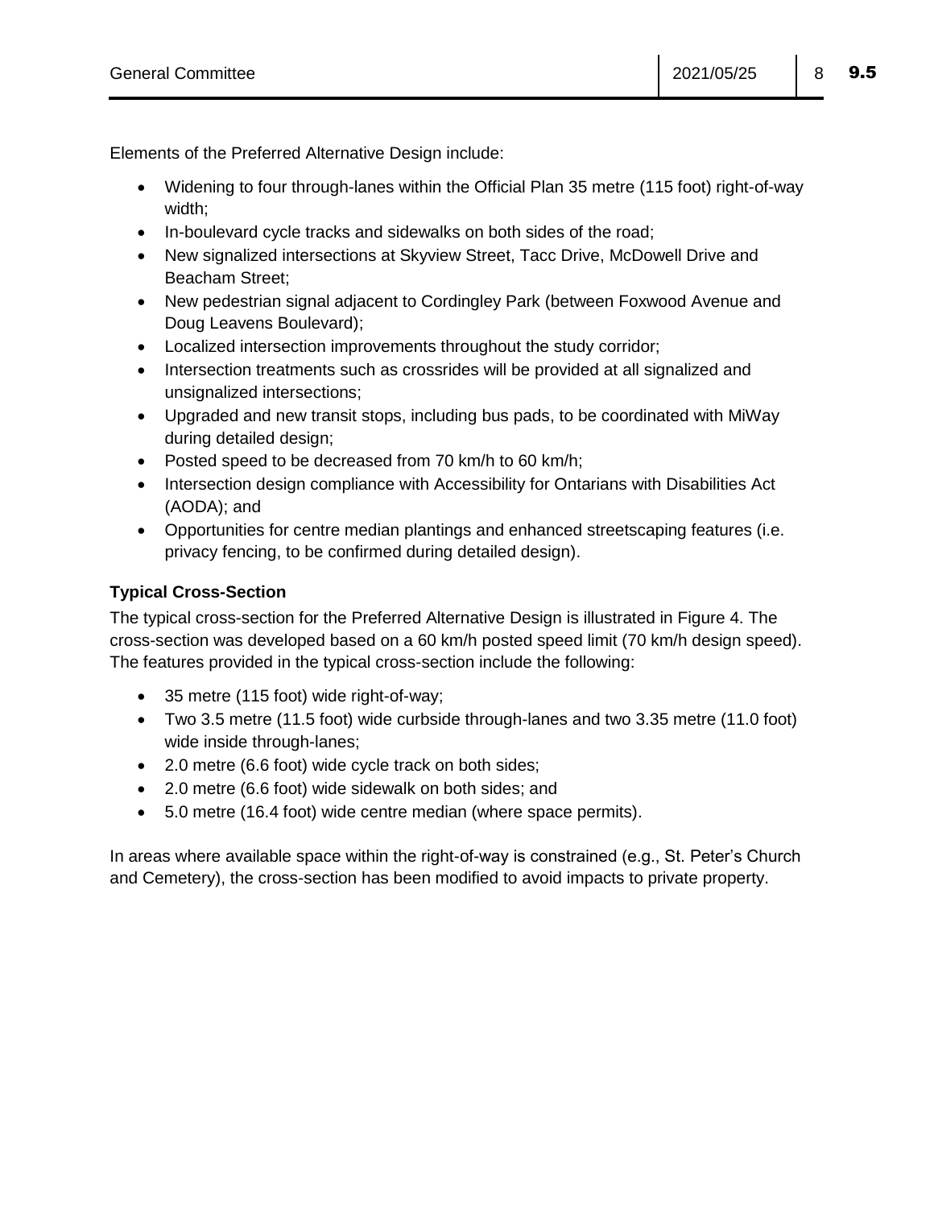Elements of the Preferred Alternative Design include:

- Widening to four through-lanes within the Official Plan 35 metre (115 foot) right-of-way width;
- In-boulevard cycle tracks and sidewalks on both sides of the road;
- New signalized intersections at Skyview Street, Tacc Drive, McDowell Drive and Beacham Street;
- New pedestrian signal adjacent to Cordingley Park (between Foxwood Avenue and Doug Leavens Boulevard);
- Localized intersection improvements throughout the study corridor;
- Intersection treatments such as crossrides will be provided at all signalized and unsignalized intersections;
- Upgraded and new transit stops, including bus pads, to be coordinated with MiWay during detailed design;
- Posted speed to be decreased from 70 km/h to 60 km/h;
- Intersection design compliance with Accessibility for Ontarians with Disabilities Act (AODA); and
- Opportunities for centre median plantings and enhanced streetscaping features (i.e. privacy fencing, to be confirmed during detailed design).

**Typical Cross-Section**

The typical cross-section for the Preferred Alternative Design is illustrated in Figure 4. The cross-section was developed based on a 60 km/h posted speed limit (70 km/h design speed). The features provided in the typical cross-section include the following:

- 35 metre (115 foot) wide right-of-way;
- Two 3.5 metre (11.5 foot) wide curbside through-lanes and two 3.35 metre (11.0 foot) wide inside through-lanes;
- 2.0 metre (6.6 foot) wide cycle track on both sides;
- 2.0 metre (6.6 foot) wide sidewalk on both sides; and
- 5.0 metre (16.4 foot) wide centre median (where space permits).

In areas where available space within the right-of-way is constrained (e.g., St. Peter's Church and Cemetery), the cross-section has been modified to avoid impacts to private property.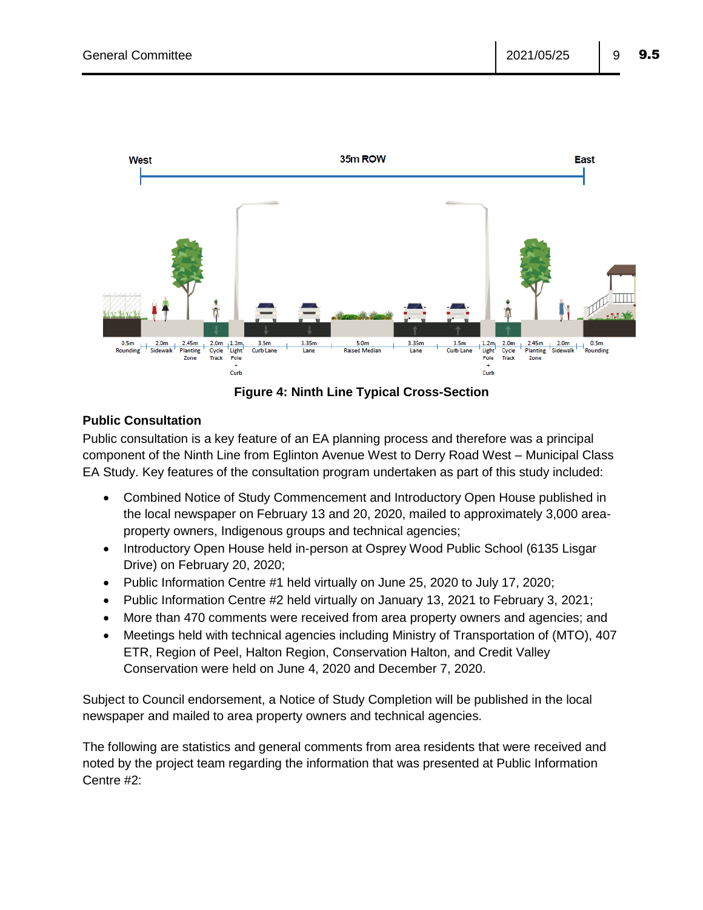West

35m ROW

East

0.5m Rounding
2.0m Sidewalk
2.45m Planting Zone
2.0m Cycle Track
1.2m Light Pole + Curb
3.5m Curb Lane
3.35m Lane
5.0m Raised Median
3.35m Lane
3.5m Curb Lane
1.2m Light Pole + Curb
2.0m Cycle Track
2.45m Planting Zone
2.0m Sidewalk
0.5m Rounding

**Figure 4: Ninth Line Typical Cross-Section**

## Public Consultation

Public consultation is a key feature of an EA planning process and therefore was a principal component of the Ninth Line from Eglinton Avenue West to Derry Road West – Municipal Class EA Study. Key features of the consultation program undertaken as part of this study included:

- Combined Notice of Study Commencement and Introductory Open House published in the local newspaper on February 13 and 20, 2020, mailed to approximately 3,000 area-property owners, Indigenous groups and technical agencies;
- Introductory Open House held in-person at Osprey Wood Public School (6135 Lisgar Drive) on February 20, 2020;
- Public Information Centre #1 held virtually on June 25, 2020 to July 17, 2020;
- Public Information Centre #2 held virtually on January 13, 2021 to February 3, 2021;
- More than 470 comments were received from area property owners and agencies; and
- Meetings held with technical agencies including Ministry of Transportation of (MTO), 407 ETR, Region of Peel, Halton Region, Conservation Halton, and Credit Valley Conservation were held on June 4, 2020 and December 7, 2020.

Subject to Council endorsement, a Notice of Study Completion will be published in the local newspaper and mailed to area property owners and technical agencies.

The following are statistics and general comments from area residents that were received and noted by the project team regarding the information that was presented at Public Information Centre #2: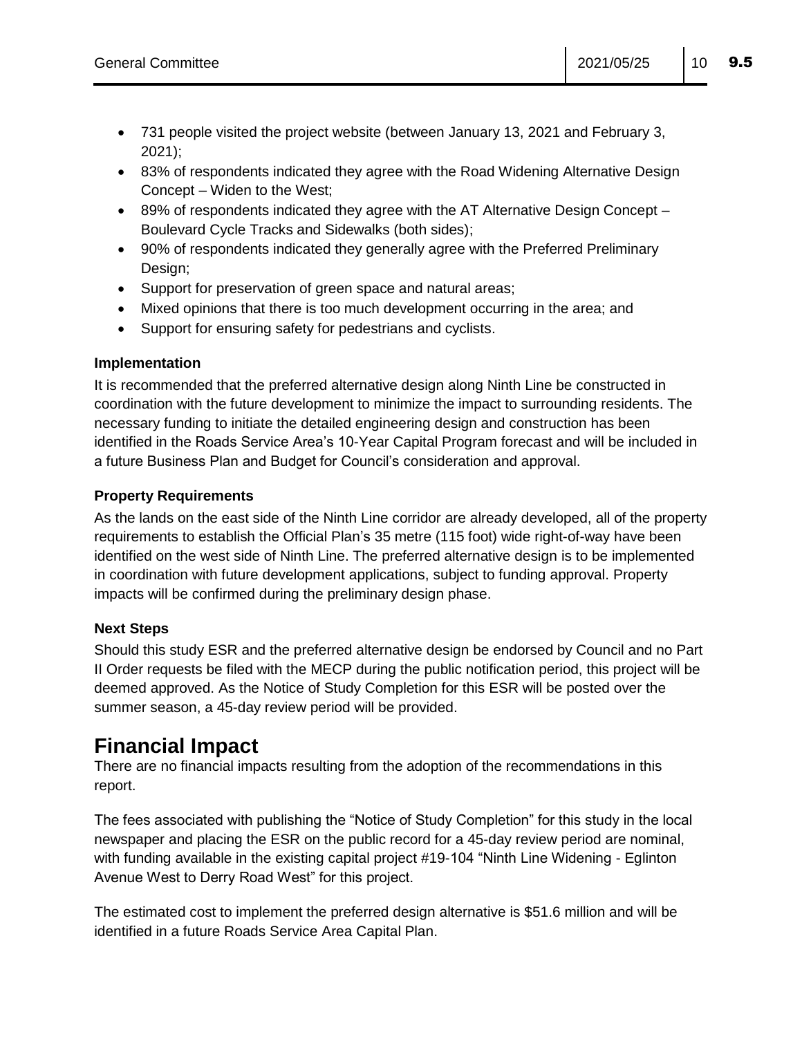- 731 people visited the project website (between January 13, 2021 and February 3, 2021);
- 83% of respondents indicated they agree with the Road Widening Alternative Design Concept – Widen to the West;
- 89% of respondents indicated they agree with the AT Alternative Design Concept – Boulevard Cycle Tracks and Sidewalks (both sides);
- 90% of respondents indicated they generally agree with the Preferred Preliminary Design;
- Support for preservation of green space and natural areas;
- Mixed opinions that there is too much development occurring in the area; and
- Support for ensuring safety for pedestrians and cyclists.

**Implementation**

It is recommended that the preferred alternative design along Ninth Line be constructed in coordination with the future development to minimize the impact to surrounding residents. The necessary funding to initiate the detailed engineering design and construction has been identified in the Roads Service Area's 10-Year Capital Program forecast and will be included in a future Business Plan and Budget for Council's consideration and approval.

**Property Requirements**

As the lands on the east side of the Ninth Line corridor are already developed, all of the property requirements to establish the Official Plan's 35 metre (115 foot) wide right-of-way have been identified on the west side of Ninth Line. The preferred alternative design is to be implemented in coordination with future development applications, subject to funding approval. Property impacts will be confirmed during the preliminary design phase.

**Next Steps**

Should this study ESR and the preferred alternative design be endorsed by Council and no Part II Order requests be filed with the MECP during the public notification period, this project will be deemed approved. As the Notice of Study Completion for this ESR will be posted over the summer season, a 45-day review period will be provided.

# Financial Impact

There are no financial impacts resulting from the adoption of the recommendations in this report.

The fees associated with publishing the "Notice of Study Completion" for this study in the local newspaper and placing the ESR on the public record for a 45-day review period are nominal, with funding available in the existing capital project #19-104 "Ninth Line Widening - Eglinton Avenue West to Derry Road West" for this project.

The estimated cost to implement the preferred design alternative is $51.6 million and will be identified in a future Roads Service Area Capital Plan.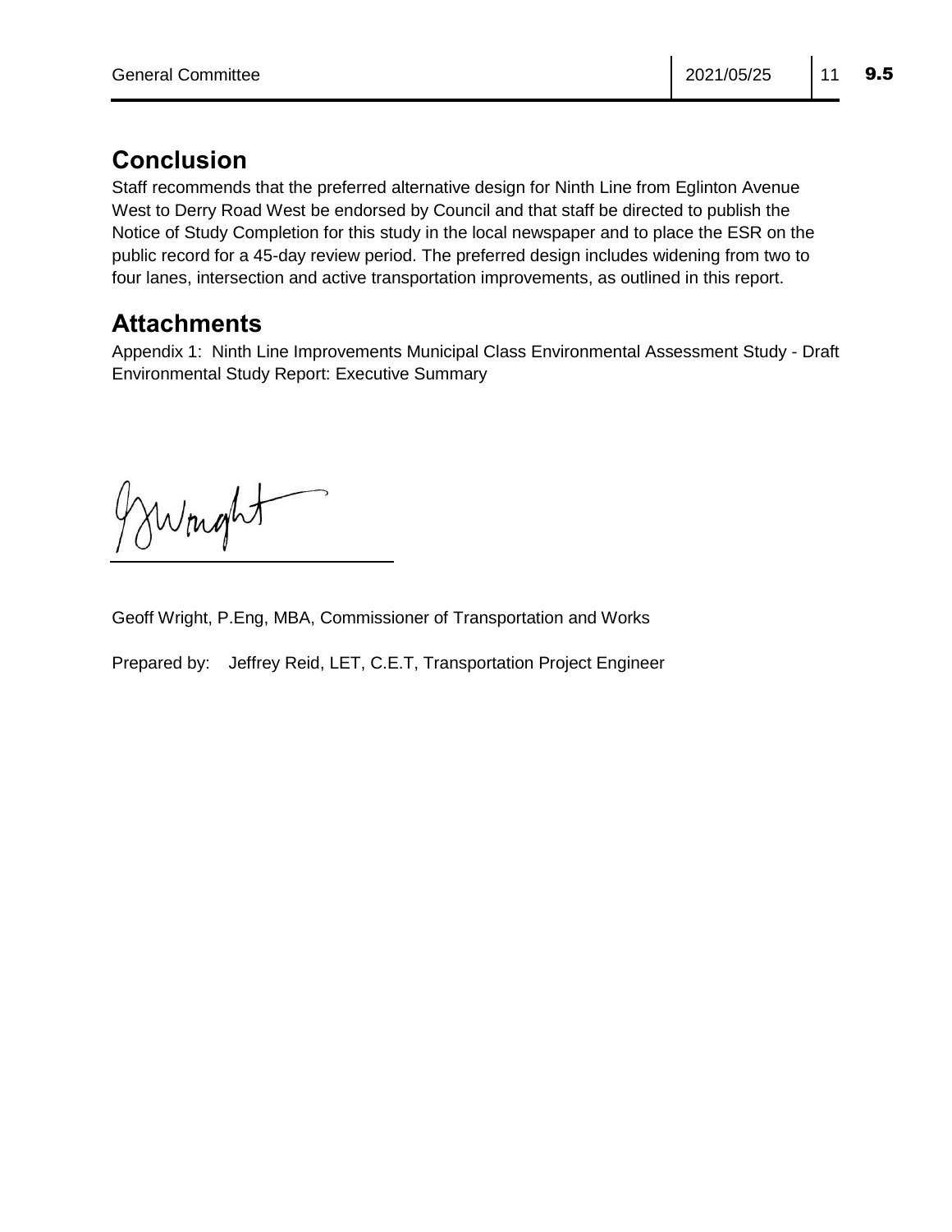## Conclusion

Staff recommends that the preferred alternative design for Ninth Line from Eglinton Avenue West to Derry Road West be endorsed by Council and that staff be directed to publish the Notice of Study Completion for this study in the local newspaper and to place the ESR on the public record for a 45-day review period. The preferred design includes widening from two to four lanes, intersection and active transportation improvements, as outlined in this report.

## Attachments

Appendix 1: Ninth Line Improvements Municipal Class Environmental Assessment Study - Draft Environmental Study Report: Executive Summary

Geoff Wright, P.Eng, MBA, Commissioner of Transportation and Works

Prepared by: Jeffrey Reid, LET, C.E.T, Transportation Project Engineer